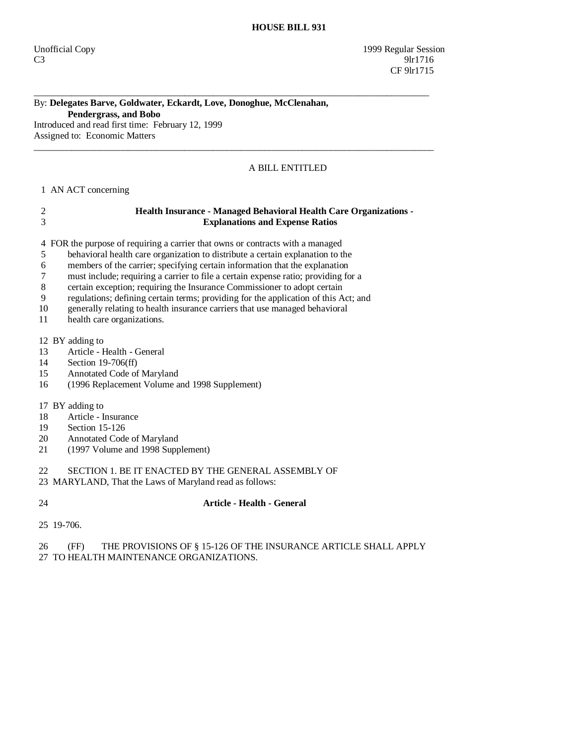# HOUSE BILL 931

Unofficial Copy 1999 Regular Session
C3 9lr1716
CF 9lr1715

---

By: **Delegates Barve, Goldwater, Eckardt, Love, Donoghue, McClenahan, Pendergrass, and Bobo**
Introduced and read first time: February 12, 1999
Assigned to: Economic Matters

---

A BILL ENTITLED

1 AN ACT concerning

2 **Health Insurance - Managed Behavioral Health Care Organizations -**
3 **Explanations and Expense Ratios**

4 FOR the purpose of requiring a carrier that owns or contracts with a managed
5 behavioral health care organization to distribute a certain explanation to the
6 members of the carrier; specifying certain information that the explanation
7 must include; requiring a carrier to file a certain expense ratio; providing for a
8 certain exception; requiring the Insurance Commissioner to adopt certain
9 regulations; defining certain terms; providing for the application of this Act; and
10 generally relating to health insurance carriers that use managed behavioral
11 health care organizations.

12 BY adding to
13 Article - Health - General
14 Section 19-706(ff)
15 Annotated Code of Maryland
16 (1996 Replacement Volume and 1998 Supplement)

17 BY adding to
18 Article - Insurance
19 Section 15-126
20 Annotated Code of Maryland
21 (1997 Volume and 1998 Supplement)

22 SECTION 1. BE IT ENACTED BY THE GENERAL ASSEMBLY OF
23 MARYLAND, That the Laws of Maryland read as follows:

24 **Article - Health - General**

25 19-706.

26 (FF) THE PROVISIONS OF § 15-126 OF THE INSURANCE ARTICLE SHALL APPLY
27 TO HEALTH MAINTENANCE ORGANIZATIONS.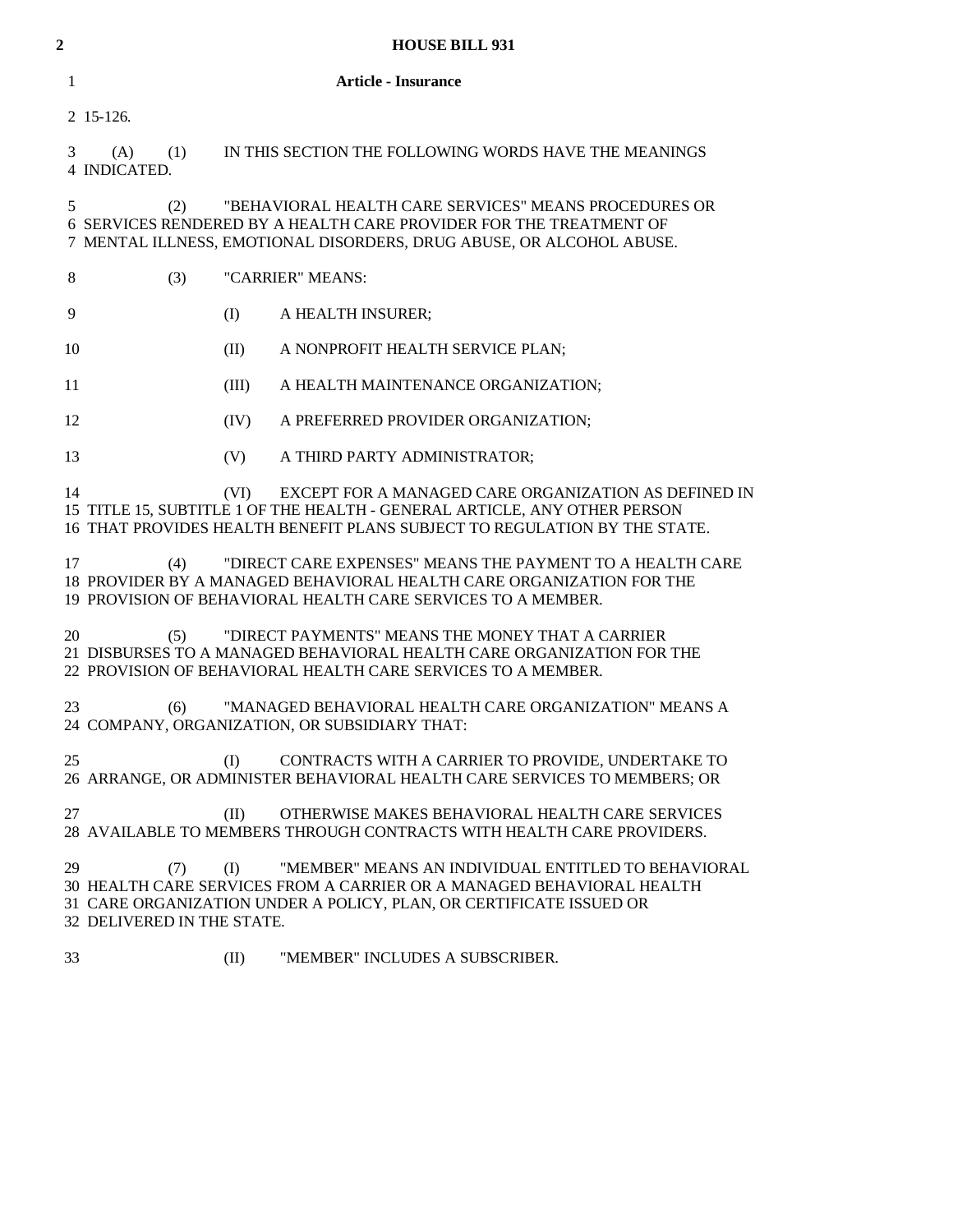**Article - Insurance**

15-126.

(A) (1) IN THIS SECTION THE FOLLOWING WORDS HAVE THE MEANINGS INDICATED.

(2) "BEHAVIORAL HEALTH CARE SERVICES" MEANS PROCEDURES OR SERVICES RENDERED BY A HEALTH CARE PROVIDER FOR THE TREATMENT OF MENTAL ILLNESS, EMOTIONAL DISORDERS, DRUG ABUSE, OR ALCOHOL ABUSE.

(3) "CARRIER" MEANS:

(I) A HEALTH INSURER;

(II) A NONPROFIT HEALTH SERVICE PLAN;

(III) A HEALTH MAINTENANCE ORGANIZATION;

(IV) A PREFERRED PROVIDER ORGANIZATION;

(V) A THIRD PARTY ADMINISTRATOR;

(VI) EXCEPT FOR A MANAGED CARE ORGANIZATION AS DEFINED IN TITLE 15, SUBTITLE 1 OF THE HEALTH - GENERAL ARTICLE, ANY OTHER PERSON THAT PROVIDES HEALTH BENEFIT PLANS SUBJECT TO REGULATION BY THE STATE.

(4) "DIRECT CARE EXPENSES" MEANS THE PAYMENT TO A HEALTH CARE PROVIDER BY A MANAGED BEHAVIORAL HEALTH CARE ORGANIZATION FOR THE PROVISION OF BEHAVIORAL HEALTH CARE SERVICES TO A MEMBER.

(5) "DIRECT PAYMENTS" MEANS THE MONEY THAT A CARRIER DISBURSES TO A MANAGED BEHAVIORAL HEALTH CARE ORGANIZATION FOR THE PROVISION OF BEHAVIORAL HEALTH CARE SERVICES TO A MEMBER.

(6) "MANAGED BEHAVIORAL HEALTH CARE ORGANIZATION" MEANS A COMPANY, ORGANIZATION, OR SUBSIDIARY THAT:

(I) CONTRACTS WITH A CARRIER TO PROVIDE, UNDERTAKE TO ARRANGE, OR ADMINISTER BEHAVIORAL HEALTH CARE SERVICES TO MEMBERS; OR

(II) OTHERWISE MAKES BEHAVIORAL HEALTH CARE SERVICES AVAILABLE TO MEMBERS THROUGH CONTRACTS WITH HEALTH CARE PROVIDERS.

(7) (I) "MEMBER" MEANS AN INDIVIDUAL ENTITLED TO BEHAVIORAL HEALTH CARE SERVICES FROM A CARRIER OR A MANAGED BEHAVIORAL HEALTH CARE ORGANIZATION UNDER A POLICY, PLAN, OR CERTIFICATE ISSUED OR DELIVERED IN THE STATE.

(II) "MEMBER" INCLUDES A SUBSCRIBER.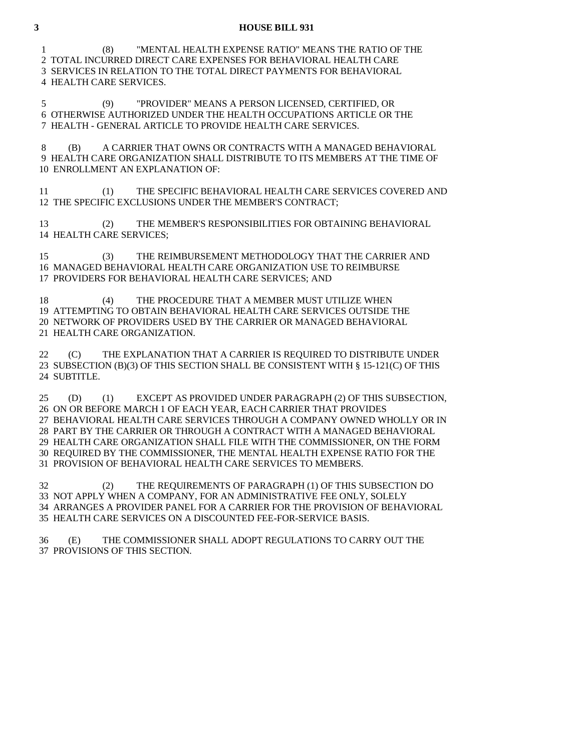(8) "MENTAL HEALTH EXPENSE RATIO" MEANS THE RATIO OF THE TOTAL INCURRED DIRECT CARE EXPENSES FOR BEHAVIORAL HEALTH CARE SERVICES IN RELATION TO THE TOTAL DIRECT PAYMENTS FOR BEHAVIORAL HEALTH CARE SERVICES.

(9) "PROVIDER" MEANS A PERSON LICENSED, CERTIFIED, OR OTHERWISE AUTHORIZED UNDER THE HEALTH OCCUPATIONS ARTICLE OR THE HEALTH - GENERAL ARTICLE TO PROVIDE HEALTH CARE SERVICES.

(B) A CARRIER THAT OWNS OR CONTRACTS WITH A MANAGED BEHAVIORAL HEALTH CARE ORGANIZATION SHALL DISTRIBUTE TO ITS MEMBERS AT THE TIME OF ENROLLMENT AN EXPLANATION OF:

(1) THE SPECIFIC BEHAVIORAL HEALTH CARE SERVICES COVERED AND THE SPECIFIC EXCLUSIONS UNDER THE MEMBER'S CONTRACT;

(2) THE MEMBER'S RESPONSIBILITIES FOR OBTAINING BEHAVIORAL HEALTH CARE SERVICES;

(3) THE REIMBURSEMENT METHODOLOGY THAT THE CARRIER AND MANAGED BEHAVIORAL HEALTH CARE ORGANIZATION USE TO REIMBURSE PROVIDERS FOR BEHAVIORAL HEALTH CARE SERVICES; AND

(4) THE PROCEDURE THAT A MEMBER MUST UTILIZE WHEN ATTEMPTING TO OBTAIN BEHAVIORAL HEALTH CARE SERVICES OUTSIDE THE NETWORK OF PROVIDERS USED BY THE CARRIER OR MANAGED BEHAVIORAL HEALTH CARE ORGANIZATION.

(C) THE EXPLANATION THAT A CARRIER IS REQUIRED TO DISTRIBUTE UNDER SUBSECTION (B)(3) OF THIS SECTION SHALL BE CONSISTENT WITH § 15-121(C) OF THIS SUBTITLE.

(D) (1) EXCEPT AS PROVIDED UNDER PARAGRAPH (2) OF THIS SUBSECTION, ON OR BEFORE MARCH 1 OF EACH YEAR, EACH CARRIER THAT PROVIDES BEHAVIORAL HEALTH CARE SERVICES THROUGH A COMPANY OWNED WHOLLY OR IN PART BY THE CARRIER OR THROUGH A CONTRACT WITH A MANAGED BEHAVIORAL HEALTH CARE ORGANIZATION SHALL FILE WITH THE COMMISSIONER, ON THE FORM REQUIRED BY THE COMMISSIONER, THE MENTAL HEALTH EXPENSE RATIO FOR THE PROVISION OF BEHAVIORAL HEALTH CARE SERVICES TO MEMBERS.

(2) THE REQUIREMENTS OF PARAGRAPH (1) OF THIS SUBSECTION DO NOT APPLY WHEN A COMPANY, FOR AN ADMINISTRATIVE FEE ONLY, SOLELY ARRANGES A PROVIDER PANEL FOR A CARRIER FOR THE PROVISION OF BEHAVIORAL HEALTH CARE SERVICES ON A DISCOUNTED FEE-FOR-SERVICE BASIS.

(E) THE COMMISSIONER SHALL ADOPT REGULATIONS TO CARRY OUT THE PROVISIONS OF THIS SECTION.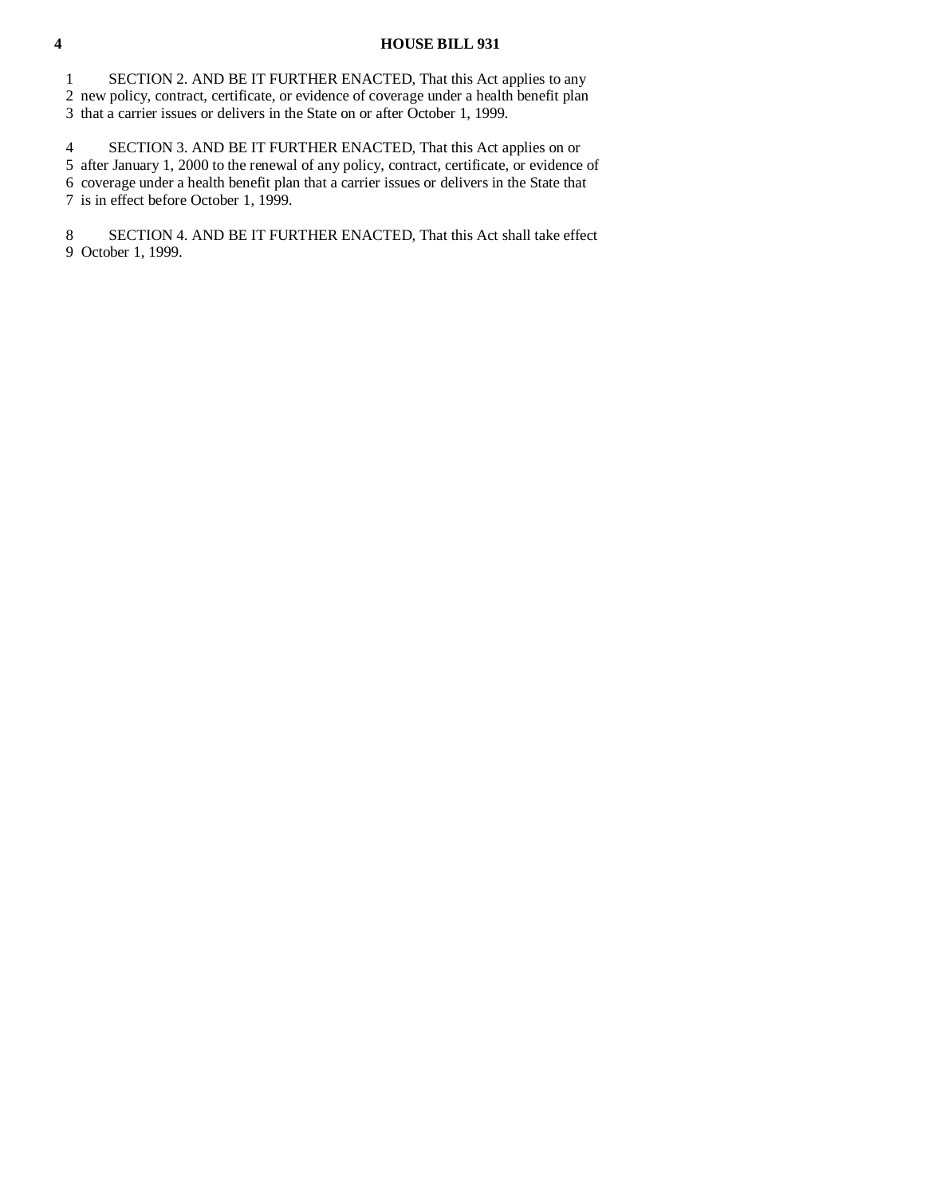SECTION 2. AND BE IT FURTHER ENACTED, That this Act applies to any new policy, contract, certificate, or evidence of coverage under a health benefit plan that a carrier issues or delivers in the State on or after October 1, 1999.

SECTION 3. AND BE IT FURTHER ENACTED, That this Act applies on or after January 1, 2000 to the renewal of any policy, contract, certificate, or evidence of coverage under a health benefit plan that a carrier issues or delivers in the State that is in effect before October 1, 1999.

SECTION 4. AND BE IT FURTHER ENACTED, That this Act shall take effect October 1, 1999.